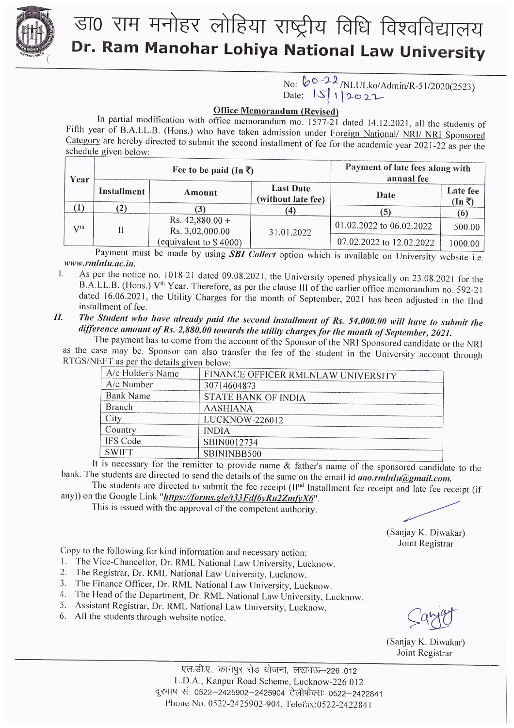# डा0 राम मनोहर लोहिया राष्ट्रीय विधि विश्वविद्यालय

# Dr. Ram Manohar Lohiya National Law University

No: 60-22 /NLULko/Admin/R-51/2020(2523)
Date: 15/1/2022

## Office Memorandum (Revised)

In partial modification with office memorandum mo. 1577-21 dated 14.12.2021, all the students of Fifth year of B.A.LL.B. (Hons.) who have taken admission under Foreign National/ NRI/ NRI Sponsored Category are hereby directed to submit the second installment of fee for the academic year 2021-22 as per the schedule given below:

| Year | Fee to be paid (In ₹) | | | Payment of late fees along with annual fee | |
|---|---|---|---|---|---|
| | Installment | Amount | Last Date (without late fee) | Date | Late fee (In ₹) |
| (1) | (2) | (3) | (4) | (5) | (6) |
| V[th] | II | Rs. 42,880.00 + Rs. 3,02,000.00 (equivalent to $ 4000) | 31.01.2022 | 01.02.2022 to 06.02.2022 | 500.00 |
| | | | | 07.02.2022 to 12.02.2022 | 1000.00 |

Payment must be made by using ***SBI Collect*** option which is available on University website i.e. ***www.rmlnlu.ac.in.***

I. As per the notice no. 1018-21 dated 09.08.2021, the University opened physically on 23.08.2021 for the B.A.LL.B. (Hons.) V[th] Year. Therefore, as per the clause III of the earlier office memorandum no. 592-21 dated 16.06.2021, the Utility Charges for the month of September, 2021 has been adjusted in the IInd installment of fee.

II. ***The Student who have already paid the second installment of Rs. 54,000.00 will have to submit the difference amount of Rs. 2,880.00 towards the utility charges for the month of September, 2021.***

The payment has to come from the account of the Sponsor of the NRI Sponsored candidate or the NRI as the case may be. Sponsor can also transfer the fee of the student in the University account through RTGS/NEFT as per the details given below:

| A/c Holder's Name | FINANCE OFFICER RMLNLAW UNIVERSITY |
|---|---|
| A/c Number | 30714604873 |
| Bank Name | STATE BANK OF INDIA |
| Branch | AASHIANA |
| City | LUCKNOW-226012 |
| Country | INDIA |
| IFS Code | SBIN0012734 |
| SWIFT | SBININBB500 |

It is necessary for the remitter to provide name & father's name of the sponsored candidate to the bank. The students are directed to send the details of the same on the email id ***aao.rmlnlu@gmail.com.***

The students are directed to submit the fee receipt (II[nd] Installment fee receipt and late fee receipt (if any)) on the Google Link "***https://forms.gle/t33Fdf6yRu2ZmfyX6***".

This is issued with the approval of the competent authority.

(Sanjay K. Diwakar)
Joint Registrar

Copy to the following for kind information and necessary action:

1. The Vice-Chancellor, Dr. RML National Law University, Lucknow.
2. The Registrar, Dr. RML National Law University, Lucknow.
3. The Finance Officer, Dr. RML National Law University, Lucknow.
4. The Head of the Department, Dr. RML National Law University, Lucknow.
5. Assistant Registrar, Dr. RML National Law University, Lucknow.
6. All the students through website notice.

(Sanjay K. Diwakar)
Joint Registrar

एल.डी.ए., कानपुर रोड योजना, लखनऊ–226 012
L.D.A., Kanpur Road Scheme, Lucknow-226 012
दूरभाष सं. 0522–2425902–2425904 टेलीफैक्स: 0522–2422841
Phone No. 0522-2425902-904, Telefax:0522-2422841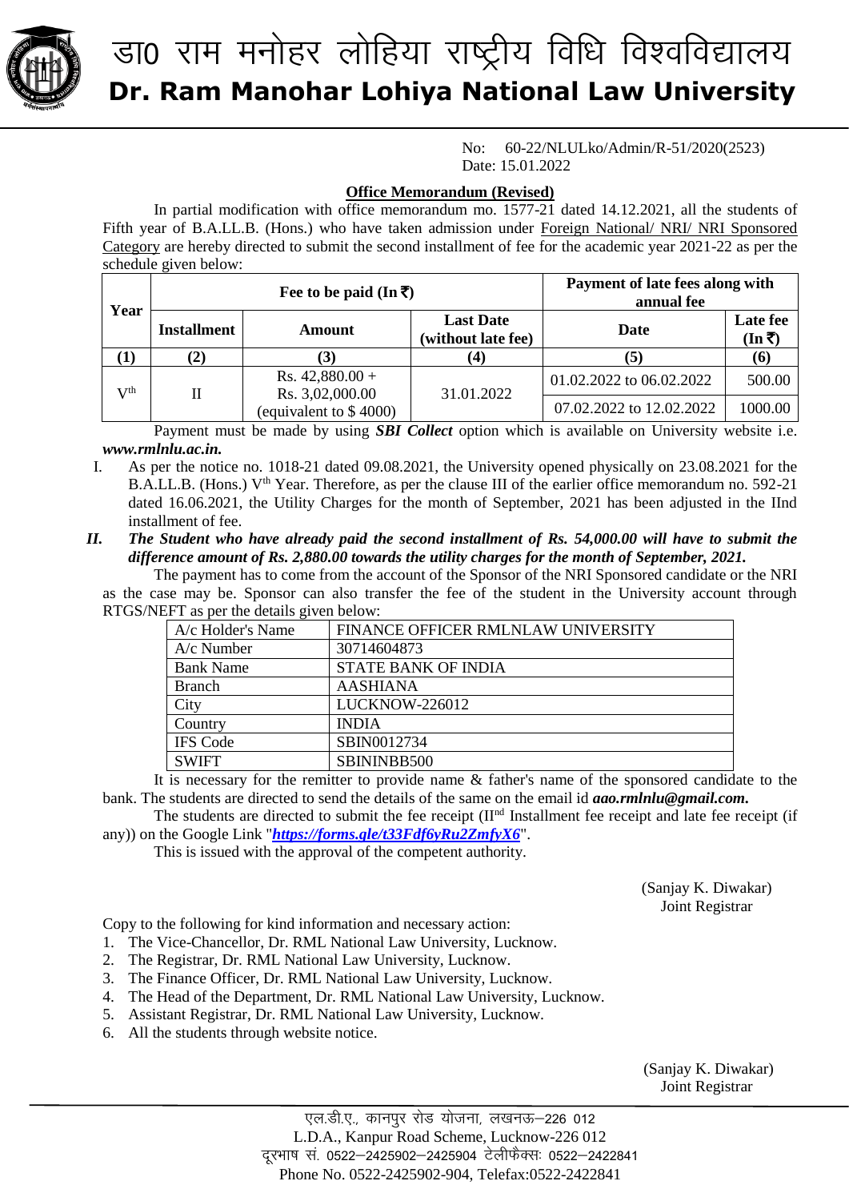# डा0 राम मनोहर लोहिया राष्ट्रीय विधि विश्वविद्यालय
# Dr. Ram Manohar Lohiya National Law University

No: 60-22/NLULko/Admin/R-51/2020(2523)
Date: 15.01.2022

**Office Memorandum (Revised)**

In partial modification with office memorandum mo. 1577-21 dated 14.12.2021, all the students of Fifth year of B.A.LL.B. (Hons.) who have taken admission under Foreign National/ NRI/ NRI Sponsored Category are hereby directed to submit the second installment of fee for the academic year 2021-22 as per the schedule given below:

| Year | Fee to be paid (In ₹) | | | Payment of late fees along with annual fee | |
|---|---|---|---|---|---|
| | Installment | Amount | Last Date (without late fee) | Date | Late fee (In ₹) |
| (1) | (2) | (3) | (4) | (5) | (6) |
| $V^{th}$ | II | Rs. 42,880.00 + Rs. 3,02,000.00 (equivalent to $ 4000) | 31.01.2022 | 01.02.2022 to 06.02.2022 | 500.00 |
| | | | | 07.02.2022 to 12.02.2022 | 1000.00 |

Payment must be made by using ***SBI Collect*** option which is available on University website i.e. ***www.rmlnlu.ac.in.***

I. As per the notice no. 1018-21 dated 09.08.2021, the University opened physically on 23.08.2021 for the B.A.LL.B. (Hons.) $V^{th}$ Year. Therefore, as per the clause III of the earlier office memorandum no. 592-21 dated 16.06.2021, the Utility Charges for the month of September, 2021 has been adjusted in the IInd installment of fee.

***II. The Student who have already paid the second installment of Rs. 54,000.00 will have to submit the difference amount of Rs. 2,880.00 towards the utility charges for the month of September, 2021.***

The payment has to come from the account of the Sponsor of the NRI Sponsored candidate or the NRI as the case may be. Sponsor can also transfer the fee of the student in the University account through RTGS/NEFT as per the details given below:

| | |
|---|---|
| A/c Holder's Name | FINANCE OFFICER RMLNLAW UNIVERSITY |
| A/c Number | 30714604873 |
| Bank Name | STATE BANK OF INDIA |
| Branch | AASHIANA |
| City | LUCKNOW-226012 |
| Country | INDIA |
| IFS Code | SBIN0012734 |
| SWIFT | SBININBB500 |

It is necessary for the remitter to provide name & father's name of the sponsored candidate to the bank. The students are directed to send the details of the same on the email id ***aao.rmlnlu@gmail.com.***

The students are directed to submit the fee receipt (IInd Installment fee receipt and late fee receipt (if any)) on the Google Link "***https://forms.gle/t33Fdf6yRu2ZmfyX6***".

This is issued with the approval of the competent authority.

(Sanjay K. Diwakar)
Joint Registrar

Copy to the following for kind information and necessary action:

1. The Vice-Chancellor, Dr. RML National Law University, Lucknow.
2. The Registrar, Dr. RML National Law University, Lucknow.
3. The Finance Officer, Dr. RML National Law University, Lucknow.
4. The Head of the Department, Dr. RML National Law University, Lucknow.
5. Assistant Registrar, Dr. RML National Law University, Lucknow.
6. All the students through website notice.

(Sanjay K. Diwakar)
Joint Registrar

एल.डी.ए., कानपुर रोड योजना, लखनऊ–226 012
L.D.A., Kanpur Road Scheme, Lucknow-226 012
दूरभाष सं. 0522–2425902–2425904 टेलीफैक्स: 0522–2422841
Phone No. 0522-2425902-904, Telefax:0522-2422841